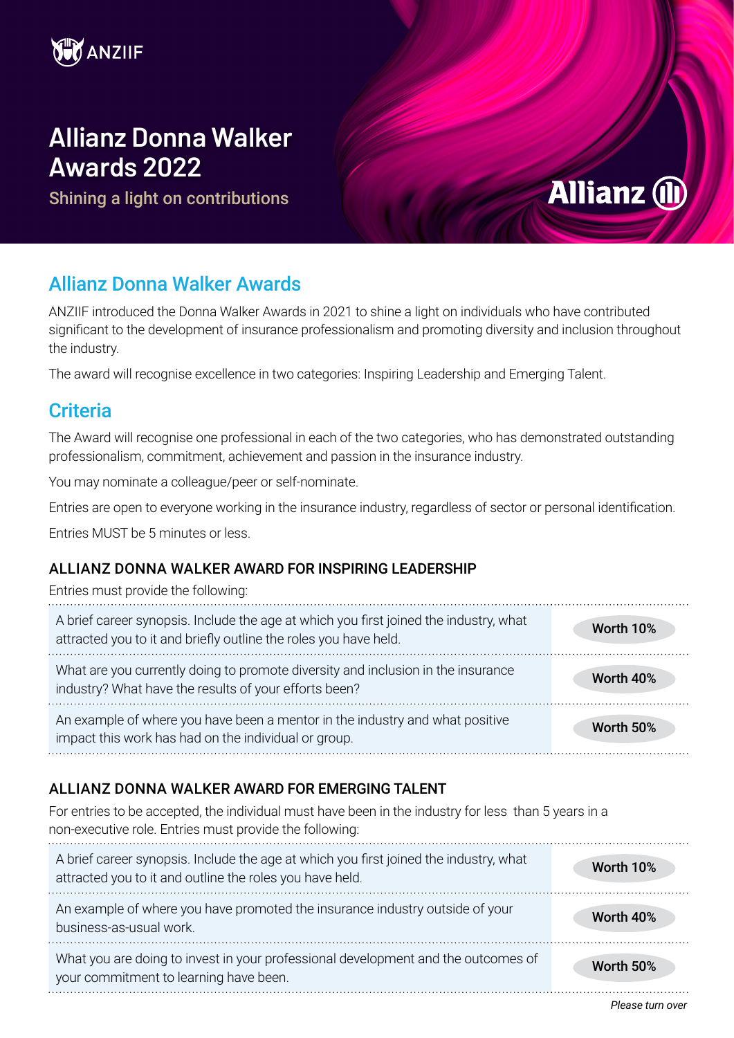ANZIIF

# Allianz Donna Walker Awards 2022

Shining a light on contributions

Allianz

## Allianz Donna Walker Awards

ANZIIF introduced the Donna Walker Awards in 2021 to shine a light on individuals who have contributed significant to the development of insurance professionalism and promoting diversity and inclusion throughout the industry.

The award will recognise excellence in two categories: Inspiring Leadership and Emerging Talent.

## Criteria

The Award will recognise one professional in each of the two categories, who has demonstrated outstanding professionalism, commitment, achievement and passion in the insurance industry.

You may nominate a colleague/peer or self-nominate.

Entries are open to everyone working in the insurance industry, regardless of sector or personal identification.

Entries MUST be 5 minutes or less.

### ALLIANZ DONNA WALKER AWARD FOR INSPIRING LEADERSHIP

Entries must provide the following:

| Requirement | Weighting |
|---|---|
| A brief career synopsis. Include the age at which you first joined the industry, what attracted you to it and briefly outline the roles you have held. | Worth 10% |
| What are you currently doing to promote diversity and inclusion in the insurance industry? What have the results of your efforts been? | Worth 40% |
| An example of where you have been a mentor in the industry and what positive impact this work has had on the individual or group. | Worth 50% |

### ALLIANZ DONNA WALKER AWARD FOR EMERGING TALENT

For entries to be accepted, the individual must have been in the industry for less than 5 years in a non-executive role. Entries must provide the following:

| Requirement | Weighting |
|---|---|
| A brief career synopsis. Include the age at which you first joined the industry, what attracted you to it and outline the roles you have held. | Worth 10% |
| An example of where you have promoted the insurance industry outside of your business-as-usual work. | Worth 40% |
| What you are doing to invest in your professional development and the outcomes of your commitment to learning have been. | Worth 50% |

*Please turn over*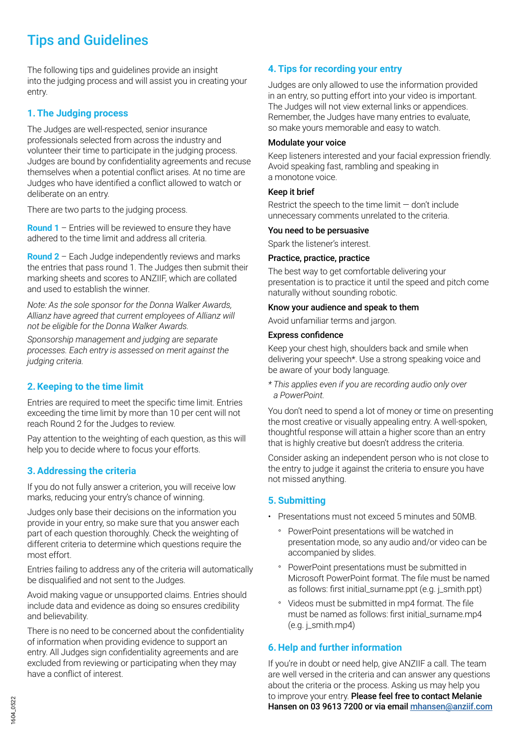# Tips and Guidelines

The following tips and guidelines provide an insight into the judging process and will assist you in creating your entry.

## 1. The Judging process

The Judges are well-respected, senior insurance professionals selected from across the industry and volunteer their time to participate in the judging process. Judges are bound by confidentiality agreements and recuse themselves when a potential conflict arises. At no time are Judges who have identified a conflict allowed to watch or deliberate on an entry.

There are two parts to the judging process.

**Round 1** – Entries will be reviewed to ensure they have adhered to the time limit and address all criteria.

**Round 2** – Each Judge independently reviews and marks the entries that pass round 1. The Judges then submit their marking sheets and scores to ANZIIF, which are collated and used to establish the winner.

*Note: As the sole sponsor for the Donna Walker Awards, Allianz have agreed that current employees of Allianz will not be eligible for the Donna Walker Awards.*

*Sponsorship management and judging are separate processes. Each entry is assessed on merit against the judging criteria.*

## 2. Keeping to the time limit

Entries are required to meet the specific time limit. Entries exceeding the time limit by more than 10 per cent will not reach Round 2 for the Judges to review.

Pay attention to the weighting of each question, as this will help you to decide where to focus your efforts.

## 3. Addressing the criteria

If you do not fully answer a criterion, you will receive low marks, reducing your entry's chance of winning.

Judges only base their decisions on the information you provide in your entry, so make sure that you answer each part of each question thoroughly. Check the weighting of different criteria to determine which questions require the most effort.

Entries failing to address any of the criteria will automatically be disqualified and not sent to the Judges.

Avoid making vague or unsupported claims. Entries should include data and evidence as doing so ensures credibility and believability.

There is no need to be concerned about the confidentiality of information when providing evidence to support an entry. All Judges sign confidentiality agreements and are excluded from reviewing or participating when they may have a conflict of interest.

## 4. Tips for recording your entry

Judges are only allowed to use the information provided in an entry, so putting effort into your video is important. The Judges will not view external links or appendices. Remember, the Judges have many entries to evaluate, so make yours memorable and easy to watch.

**Modulate your voice**

Keep listeners interested and your facial expression friendly. Avoid speaking fast, rambling and speaking in a monotone voice.

**Keep it brief**

Restrict the speech to the time limit — don't include unnecessary comments unrelated to the criteria.

**You need to be persuasive**

Spark the listener's interest.

**Practice, practice, practice**

The best way to get comfortable delivering your presentation is to practice it until the speed and pitch come naturally without sounding robotic.

**Know your audience and speak to them**

Avoid unfamiliar terms and jargon.

**Express confidence**

Keep your chest high, shoulders back and smile when delivering your speech*. Use a strong speaking voice and be aware of your body language.

*\* This applies even if you are recording audio only over a PowerPoint.*

You don't need to spend a lot of money or time on presenting the most creative or visually appealing entry. A well-spoken, thoughtful response will attain a higher score than an entry that is highly creative but doesn't address the criteria.

Consider asking an independent person who is not close to the entry to judge it against the criteria to ensure you have not missed anything.

## 5. Submitting

- Presentations must not exceed 5 minutes and 50MB.
  - PowerPoint presentations will be watched in presentation mode, so any audio and/or video can be accompanied by slides.
  - PowerPoint presentations must be submitted in Microsoft PowerPoint format. The file must be named as follows: first initial_surname.ppt (e.g. j_smith.ppt)
  - Videos must be submitted in mp4 format. The file must be named as follows: first initial_surname.mp4 (e.g. j_smith.mp4)

## 6. Help and further information

If you're in doubt or need help, give ANZIIF a call. The team are well versed in the criteria and can answer any questions about the criteria or the process. Asking us may help you to improve your entry. **Please feel free to contact Melanie Hansen on 03 9613 7200 or via email mhansen@anziif.com**